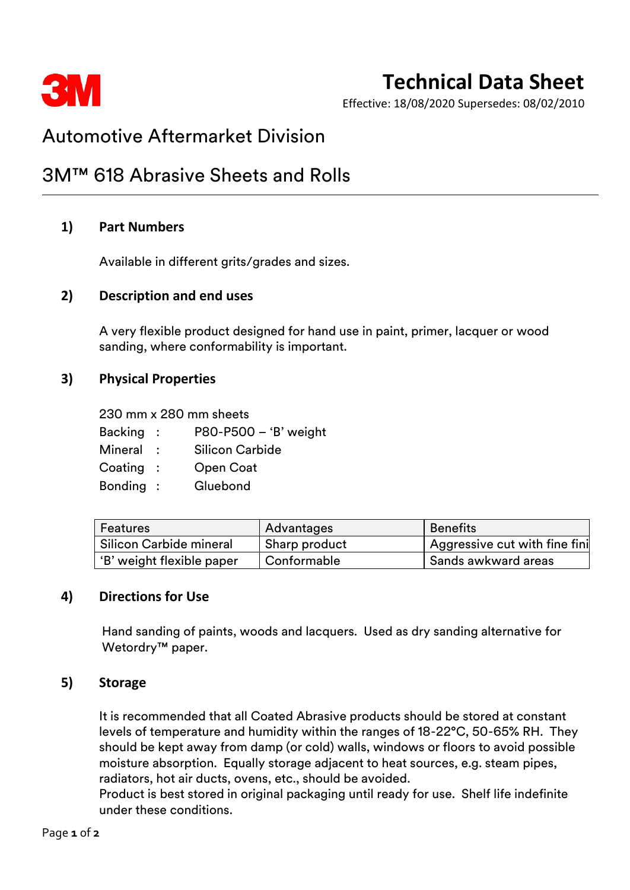3M

# Technical Data Sheet

Effective: 18/08/2020 Supersedes: 08/02/2010

## Automotive Aftermarket Division

## 3M™ 618 Abrasive Sheets and Rolls

### 1) Part Numbers

Available in different grits/grades and sizes.

### 2) Description and end uses

A very flexible product designed for hand use in paint, primer, lacquer or wood sanding, where conformability is important.

### 3) Physical Properties

230 mm x 280 mm sheets

Backing : P80-P500 – 'B' weight
Mineral : Silicon Carbide
Coating : Open Coat
Bonding : Gluebond

| Features | Advantages | Benefits |
|---|---|---|
| Silicon Carbide mineral | Sharp product | Aggressive cut with fine fini |
| 'B' weight flexible paper | Conformable | Sands awkward areas |

### 4) Directions for Use

Hand sanding of paints, woods and lacquers. Used as dry sanding alternative for Wetordry™ paper.

### 5) Storage

It is recommended that all Coated Abrasive products should be stored at constant levels of temperature and humidity within the ranges of 18-22°C, 50-65% RH. They should be kept away from damp (or cold) walls, windows or floors to avoid possible moisture absorption. Equally storage adjacent to heat sources, e.g. steam pipes, radiators, hot air ducts, ovens, etc., should be avoided.
Product is best stored in original packaging until ready for use. Shelf life indefinite under these conditions.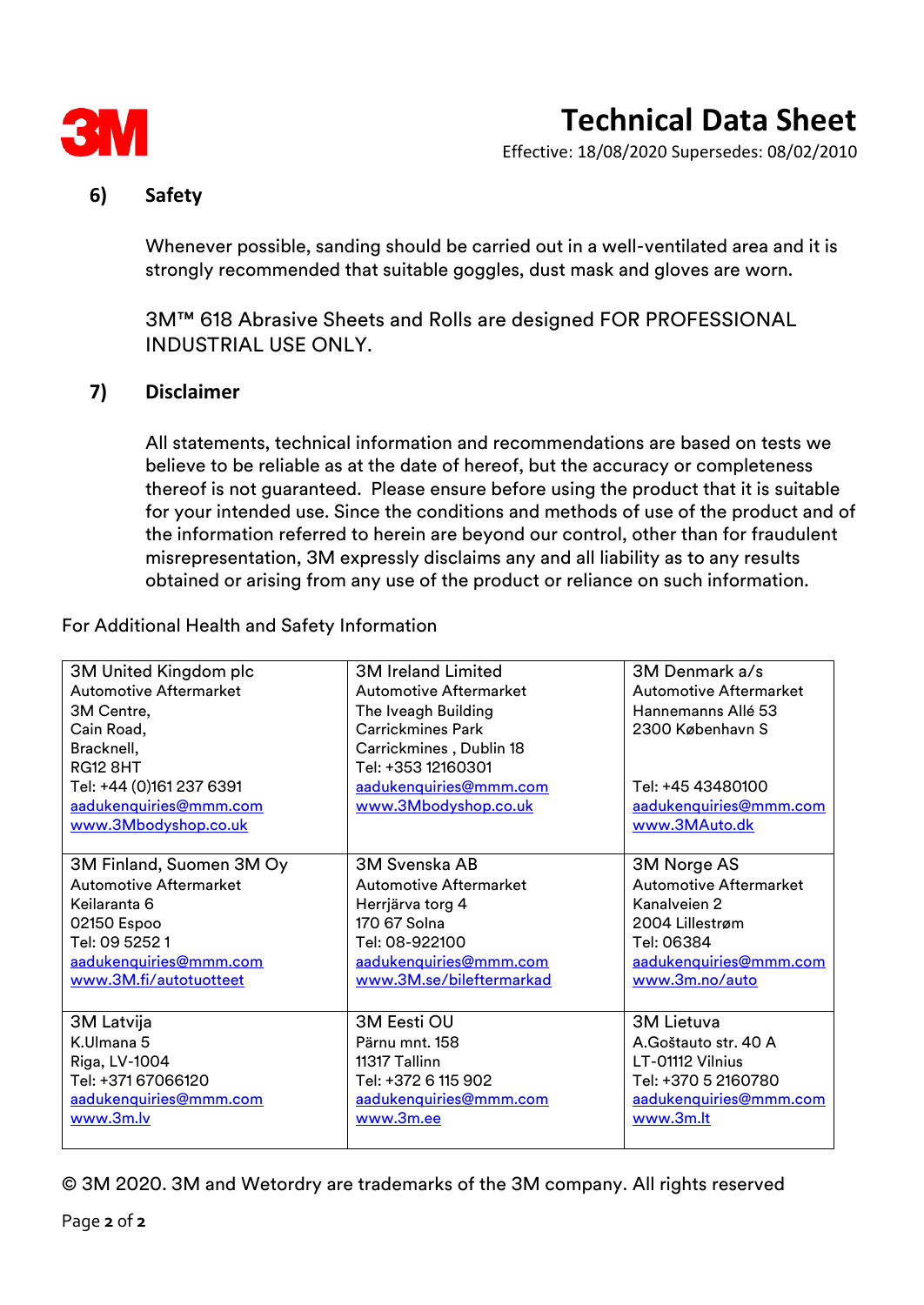# Technical Data Sheet

Effective: 18/08/2020 Supersedes: 08/02/2010

## 6) Safety

Whenever possible, sanding should be carried out in a well-ventilated area and it is strongly recommended that suitable goggles, dust mask and gloves are worn.

3M™ 618 Abrasive Sheets and Rolls are designed FOR PROFESSIONAL INDUSTRIAL USE ONLY.

## 7) Disclaimer

All statements, technical information and recommendations are based on tests we believe to be reliable as at the date of hereof, but the accuracy or completeness thereof is not guaranteed. Please ensure before using the product that it is suitable for your intended use. Since the conditions and methods of use of the product and of the information referred to herein are beyond our control, other than for fraudulent misrepresentation, 3M expressly disclaims any and all liability as to any results obtained or arising from any use of the product or reliance on such information.

For Additional Health and Safety Information

| | | |
|---|---|---|
| 3M United Kingdom plc<br>Automotive Aftermarket<br>3M Centre,<br>Cain Road,<br>Bracknell,<br>RG12 8HT<br>Tel: +44 (0)161 237 6391<br>aadukenquiries@mmm.com<br>www.3Mbodyshop.co.uk | 3M Ireland Limited<br>Automotive Aftermarket<br>The Iveagh Building<br>Carrickmines Park<br>Carrickmines , Dublin 18<br>Tel: +353 12160301<br>aadukenquiries@mmm.com<br>www.3Mbodyshop.co.uk | 3M Denmark a/s<br>Automotive Aftermarket<br>Hannemanns Allé 53<br>2300 København S<br>Tel: +45 43480100<br>aadukenquiries@mmm.com<br>www.3MAuto.dk |
| 3M Finland, Suomen 3M Oy<br>Automotive Aftermarket<br>Keilaranta 6<br>02150 Espoo<br>Tel: 09 5252 1<br>aadukenquiries@mmm.com<br>www.3M.fi/autotuotteet | 3M Svenska AB<br>Automotive Aftermarket<br>Herrjärva torg 4<br>170 67 Solna<br>Tel: 08-922100<br>aadukenquiries@mmm.com<br>www.3M.se/bileftermarkad | 3M Norge AS<br>Automotive Aftermarket<br>Kanalveien 2<br>2004 Lillestrøm<br>Tel: 06384<br>aadukenquiries@mmm.com<br>www.3m.no/auto |
| 3M Latvija<br>K.Ulmana 5<br>Riga, LV-1004<br>Tel: +371 67066120<br>aadukenquiries@mmm.com<br>www.3m.lv | 3M Eesti OU<br>Pärnu mnt. 158<br>11317 Tallinn<br>Tel: +372 6 115 902<br>aadukenquiries@mmm.com<br>www.3m.ee | 3M Lietuva<br>A.Goštauto str. 40 A<br>LT-01112 Vilnius<br>Tel: +370 5 2160780<br>aadukenquiries@mmm.com<br>www.3m.lt |

© 3M 2020. 3M and Wetordry are trademarks of the 3M company. All rights reserved